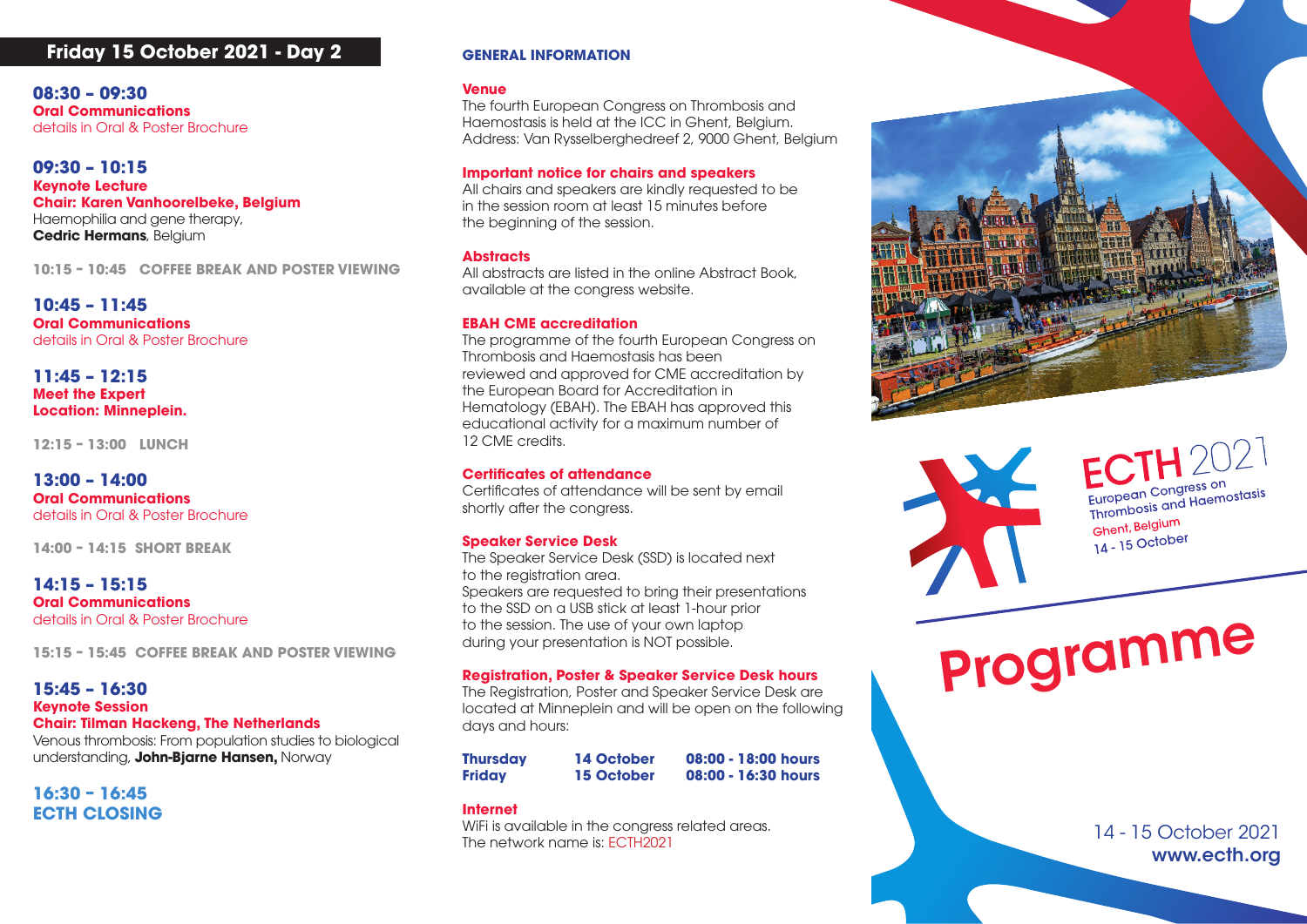## Friday 15 October 2021 - Day 2

**08:30 – 09:30**
**Oral Communications**
details in Oral & Poster Brochure

**09:30 – 10:15**
**Keynote Lecture**
**Chair: Karen Vanhoorelbeke, Belgium**
Haemophilia and gene therapy,
**Cedric Hermans**, Belgium

**10:15 - 10:45 COFFEE BREAK AND POSTER VIEWING**

**10:45 – 11:45**
**Oral Communications**
details in Oral & Poster Brochure

**11:45 – 12:15**
**Meet the Expert**
**Location: Minneplein.**

**12:15 - 13:00 LUNCH**

**13:00 – 14:00**
**Oral Communications**
details in Oral & Poster Brochure

**14:00 - 14:15 SHORT BREAK**

**14:15 – 15:15**
**Oral Communications**
details in Oral & Poster Brochure

**15:15 - 15:45 COFFEE BREAK AND POSTER VIEWING**

**15:45 – 16:30**
**Keynote Session**
**Chair: Tilman Hackeng, The Netherlands**
Venous thrombosis: From population studies to biological understanding, **John-Bjarne Hansen,** Norway

**16:30 – 16:45**
**ECTH CLOSING**

## GENERAL INFORMATION

### Venue
The fourth European Congress on Thrombosis and Haemostasis is held at the ICC in Ghent, Belgium.
Address: Van Rysselberghedreef 2, 9000 Ghent, Belgium

### Important notice for chairs and speakers
All chairs and speakers are kindly requested to be in the session room at least 15 minutes before the beginning of the session.

### Abstracts
All abstracts are listed in the online Abstract Book, available at the congress website.

### EBAH CME accreditation
The programme of the fourth European Congress on Thrombosis and Haemostasis has been reviewed and approved for CME accreditation by the European Board for Accreditation in Hematology (EBAH). The EBAH has approved this educational activity for a maximum number of 12 CME credits.

### Certificates of attendance
Certificates of attendance will be sent by email shortly after the congress.

### Speaker Service Desk
The Speaker Service Desk (SSD) is located next to the registration area.
Speakers are requested to bring their presentations to the SSD on a USB stick at least 1-hour prior to the session. The use of your own laptop during your presentation is NOT possible.

### Registration, Poster & Speaker Service Desk hours
The Registration, Poster and Speaker Service Desk are located at Minneplein and will be open on the following days and hours:

| | | |
|---|---|---|
| **Thursday** | **14 October** | **08:00 - 18:00 hours** |
| **Friday** | **15 October** | **08:00 - 16:30 hours** |

### Internet
WiFi is available in the congress related areas.
The network name is: ECTH2021

# ECTH 2021
European Congress on Thrombosis and Haemostasis
Ghent, Belgium
14 - 15 October

# Programme

14 - 15 October 2021
**www.ecth.org**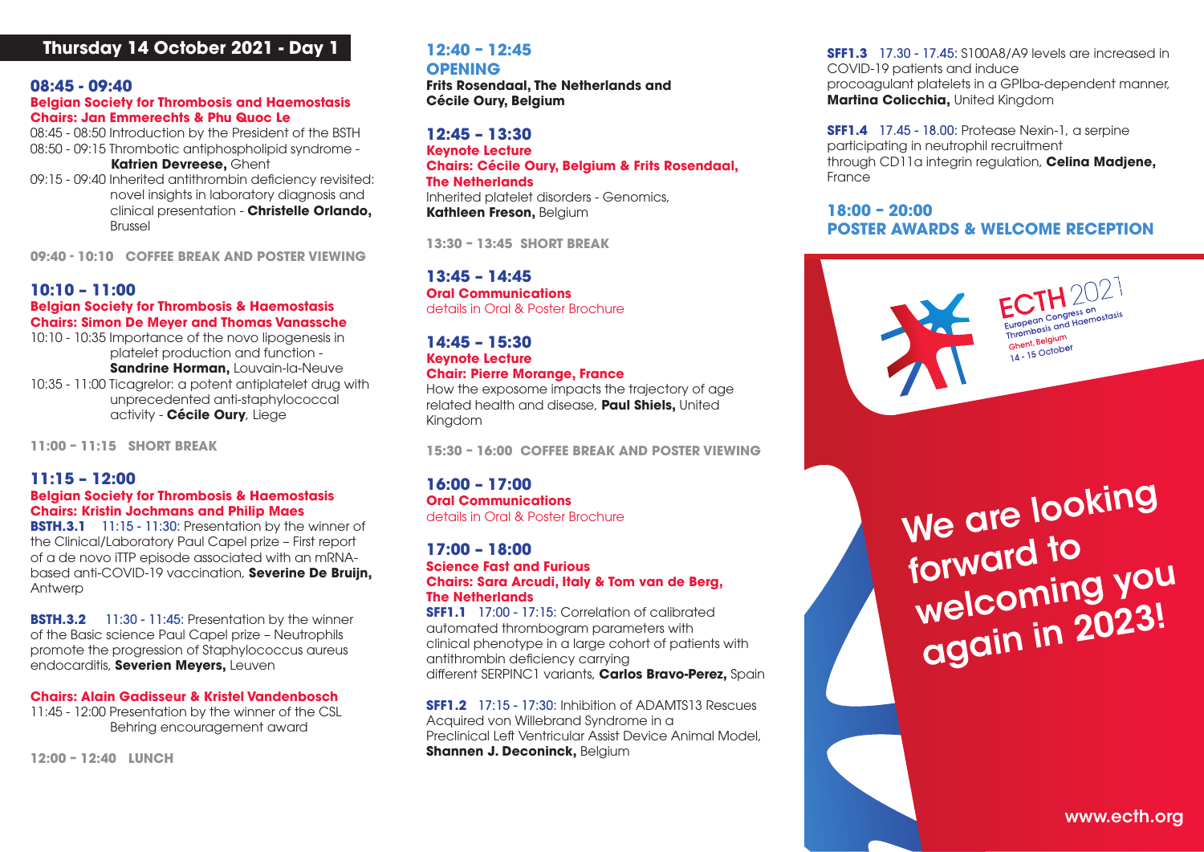## Thursday 14 October 2021 - Day 1

### 08:45 - 09:40

**Belgian Society for Thrombosis and Haemostasis**
**Chairs: Jan Emmerechts & Phu Quoc Le**

08:45 - 08:50 Introduction by the President of the BSTH
08:50 - 09:15 Thrombotic antiphospholipid syndrome - **Katrien Devreese,** Ghent
09:15 - 09:40 Inherited antithrombin deficiency revisited: novel insights in laboratory diagnosis and clinical presentation - **Christelle Orlando,** Brussel

**09:40 - 10:10 COFFEE BREAK AND POSTER VIEWING**

### 10:10 – 11:00

**Belgian Society for Thrombosis & Haemostasis**
**Chairs: Simon De Meyer and Thomas Vanassche**

10:10 - 10:35 Importance of the novo lipogenesis in platelet production and function - **Sandrine Horman,** Louvain-la-Neuve
10:35 - 11:00 Ticagrelor: a potent antiplatelet drug with unprecedented anti-staphylococcal activity - **Cécile Oury**, Liege

**11:00 – 11:15 SHORT BREAK**

### 11:15 – 12:00

**Belgian Society for Thrombosis & Haemostasis**
**Chairs: Kristin Jochmans and Philip Maes**

**BSTH.3.1** 11:15 - 11:30: Presentation by the winner of the Clinical/Laboratory Paul Capel prize – First report of a de novo iTTP episode associated with an mRNA-based anti-COVID-19 vaccination, **Severine De Bruijn,** Antwerp

**BSTH.3.2** 11:30 - 11:45: Presentation by the winner of the Basic science Paul Capel prize – Neutrophils promote the progression of Staphylococcus aureus endocarditis, **Severien Meyers,** Leuven

**Chairs: Alain Gadisseur & Kristel Vandenbosch**

11:45 - 12:00 Presentation by the winner of the CSL Behring encouragement award

**12:00 – 12:40 LUNCH**

### 12:40 – 12:45

**OPENING**

**Frits Rosendaal, The Netherlands and Cécile Oury, Belgium**

### 12:45 – 13:30

**Keynote Lecture**
**Chairs: Cécile Oury, Belgium & Frits Rosendaal, The Netherlands**

Inherited platelet disorders - Genomics, **Kathleen Freson,** Belgium

**13:30 – 13:45 SHORT BREAK**

### 13:45 – 14:45

**Oral Communications**
details in Oral & Poster Brochure

### 14:45 – 15:30

**Keynote Lecture**
**Chair: Pierre Morange, France**

How the exposome impacts the trajectory of age related health and disease, **Paul Shiels,** United Kingdom

**15:30 – 16:00 COFFEE BREAK AND POSTER VIEWING**

### 16:00 – 17:00

**Oral Communications**
details in Oral & Poster Brochure

### 17:00 – 18:00

**Science Fast and Furious**
**Chairs: Sara Arcudi, Italy & Tom van de Berg, The Netherlands**

**SFF1.1** 17:00 - 17:15: Correlation of calibrated automated thrombogram parameters with clinical phenotype in a large cohort of patients with antithrombin deficiency carrying different SERPINC1 variants, **Carlos Bravo-Perez,** Spain

**SFF1.2** 17:15 - 17:30: Inhibition of ADAMTS13 Rescues Acquired von Willebrand Syndrome in a Preclinical Left Ventricular Assist Device Animal Model, **Shannen J. Deconinck,** Belgium

**SFF1.3** 17.30 - 17.45: S100A8/A9 levels are increased in COVID-19 patients and induce procoagulant platelets in a GPIba-dependent manner, **Martina Colicchia,** United Kingdom

**SFF1.4** 17.45 - 18.00: Protease Nexin-1, a serpine participating in neutrophil recruitment through CD11a integrin regulation, **Celina Madjene,** France

### 18:00 – 20:00

**POSTER AWARDS & WELCOME RECEPTION**

ECTH 2021
European Congress on Thrombosis and Haemostasis
Ghent, Belgium
14 - 15 October

**We are looking forward to welcoming you again in 2023!**

www.ecth.org